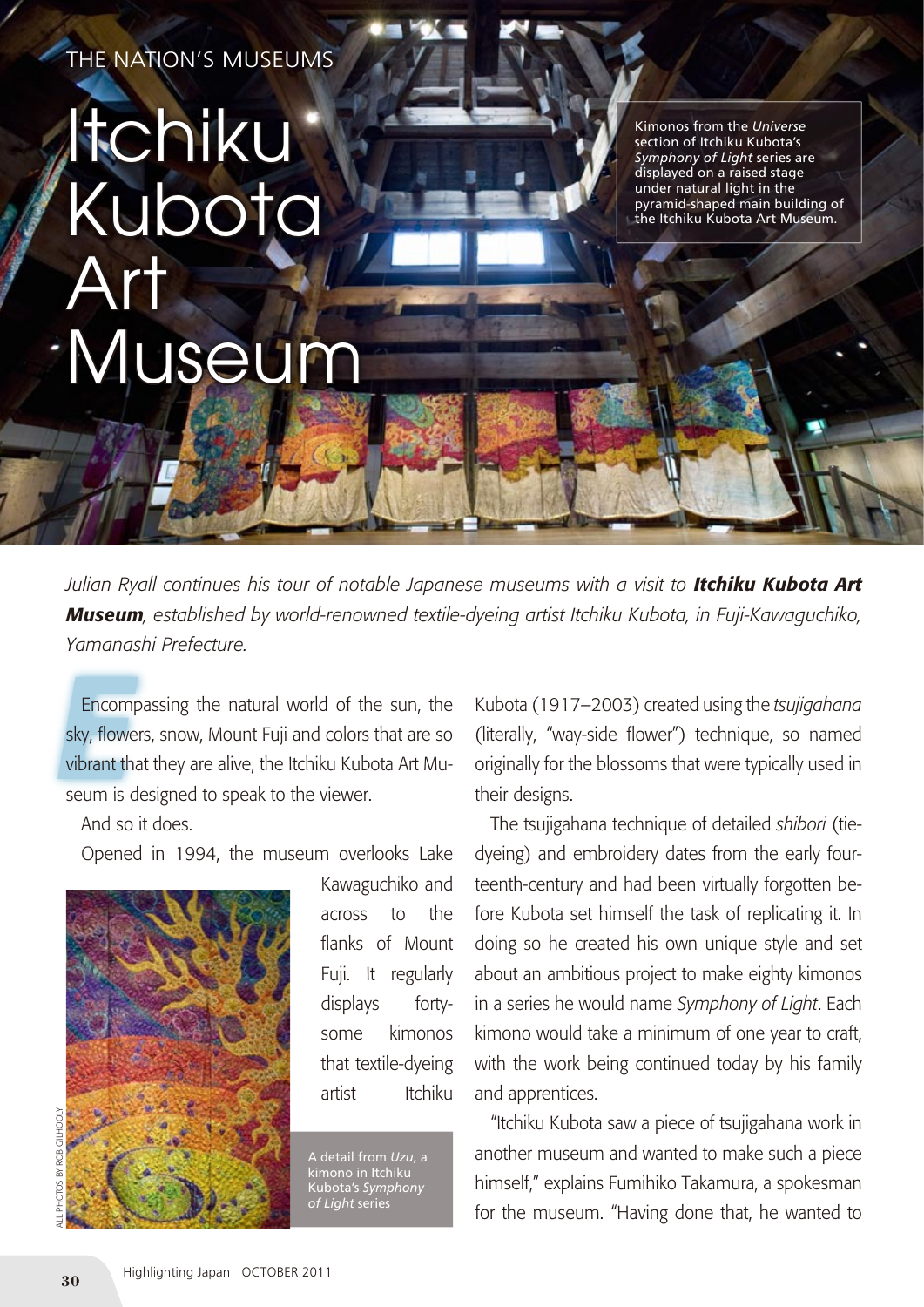THE NATION'S MUSEUMS

# Itchiku Kubota Art Museum

Kimonos from the *Universe* section of Itchiku Kubota's *Symphony of Light* series are displayed on a raised stage under natural light in the pyramid-shaped main building of the Itchiku Kubota Art Museum.

*Julian Ryall continues his tour of notable Japanese museums with a visit to* ***Itchiku Kubota Art Museum****, established by world-renowned textile-dyeing artist Itchiku Kubota, in Fuji-Kawaguchiko, Yamanashi Prefecture.*

Encompassing the natural world of the sun, the sky, flowers, snow, Mount Fuji and colors that are so vibrant that they are alive, the Itchiku Kubota Art Museum is designed to speak to the viewer.

And so it does.

Opened in 1994, the museum overlooks Lake Kawaguchiko and across to the flanks of Mount Fuji. It regularly displays forty-some kimonos that textile-dyeing artist Itchiku Kubota (1917–2003) created using the *tsujigahana* (literally, "way-side flower") technique, so named originally for the blossoms that were typically used in their designs.

A detail from *Uzu*, a kimono in Itchiku Kubota's *Symphony of Light* series

ALL PHOTOS BY ROB GILHOOLY

The tsujigahana technique of detailed *shibori* (tie-dyeing) and embroidery dates from the early fourteenth-century and had been virtually forgotten before Kubota set himself the task of replicating it. In doing so he created his own unique style and set about an ambitious project to make eighty kimonos in a series he would name *Symphony of Light*. Each kimono would take a minimum of one year to craft, with the work being continued today by his family and apprentices.

"Itchiku Kubota saw a piece of tsujigahana work in another museum and wanted to make such a piece himself," explains Fumihiko Takamura, a spokesman for the museum. "Having done that, he wanted to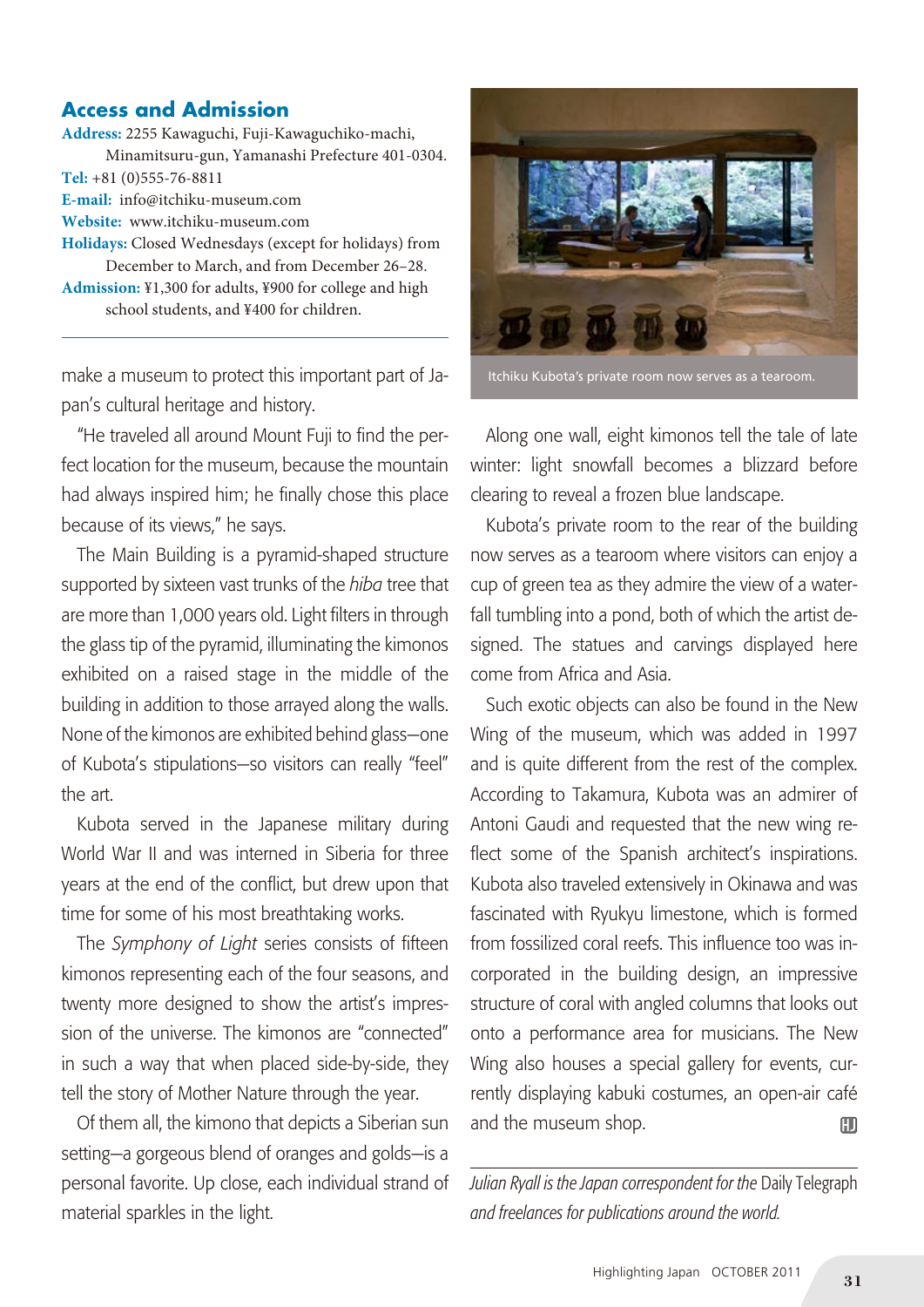## Access and Admission

**Address:** 2255 Kawaguchi, Fuji-Kawaguchiko-machi, Minamitsuru-gun, Yamanashi Prefecture 401-0304.
**Tel:** +81 (0)555-76-8811
**E-mail:** info@itchiku-museum.com
**Website:** www.itchiku-museum.com
**Holidays:** Closed Wednesdays (except for holidays) from December to March, and from December 26–28.
**Admission:** ¥1,300 for adults, ¥900 for college and high school students, and ¥400 for children.

make a museum to protect this important part of Japan's cultural heritage and history.

"He traveled all around Mount Fuji to find the perfect location for the museum, because the mountain had always inspired him; he finally chose this place because of its views," he says.

The Main Building is a pyramid-shaped structure supported by sixteen vast trunks of the *hiba* tree that are more than 1,000 years old. Light filters in through the glass tip of the pyramid, illuminating the kimonos exhibited on a raised stage in the middle of the building in addition to those arrayed along the walls. None of the kimonos are exhibited behind glass—one of Kubota's stipulations—so visitors can really "feel" the art.

Kubota served in the Japanese military during World War II and was interned in Siberia for three years at the end of the conflict, but drew upon that time for some of his most breathtaking works.

The *Symphony of Light* series consists of fifteen kimonos representing each of the four seasons, and twenty more designed to show the artist's impression of the universe. The kimonos are "connected" in such a way that when placed side-by-side, they tell the story of Mother Nature through the year.

Of them all, the kimono that depicts a Siberian sun setting—a gorgeous blend of oranges and golds—is a personal favorite. Up close, each individual strand of material sparkles in the light.

Itchiku Kubota's private room now serves as a tearoom.

Along one wall, eight kimonos tell the tale of late winter: light snowfall becomes a blizzard before clearing to reveal a frozen blue landscape.

Kubota's private room to the rear of the building now serves as a tearoom where visitors can enjoy a cup of green tea as they admire the view of a waterfall tumbling into a pond, both of which the artist designed. The statues and carvings displayed here come from Africa and Asia.

Such exotic objects can also be found in the New Wing of the museum, which was added in 1997 and is quite different from the rest of the complex. According to Takamura, Kubota was an admirer of Antoni Gaudi and requested that the new wing reflect some of the Spanish architect's inspirations. Kubota also traveled extensively in Okinawa and was fascinated with Ryukyu limestone, which is formed from fossilized coral reefs. This influence too was incorporated in the building design, an impressive structure of coral with angled columns that looks out onto a performance area for musicians. The New Wing also houses a special gallery for events, currently displaying kabuki costumes, an open-air café and the museum shop.

*Julian Ryall is the Japan correspondent for the* Daily Telegraph *and freelances for publications around the world.*